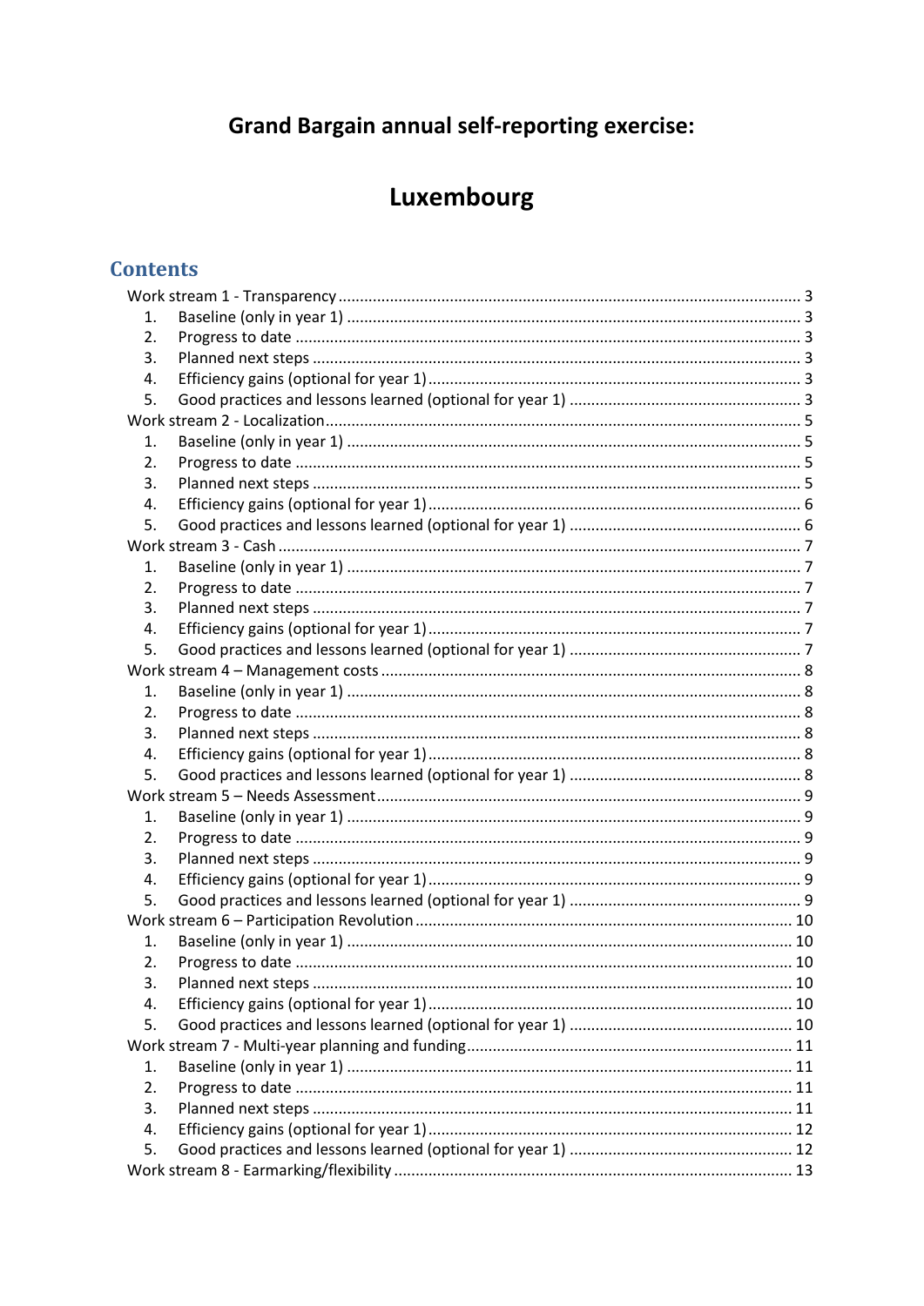# Grand Bargain annual self-reporting exercise:

# Luxembourg

## Contents

- Work stream 1 - Transparency ........ 3
  1. Baseline (only in year 1) ........ 3
  2. Progress to date ........ 3
  3. Planned next steps ........ 3
  4. Efficiency gains (optional for year 1) ........ 3
  5. Good practices and lessons learned (optional for year 1) ........ 3
- Work stream 2 - Localization ........ 5
  1. Baseline (only in year 1) ........ 5
  2. Progress to date ........ 5
  3. Planned next steps ........ 5
  4. Efficiency gains (optional for year 1) ........ 6
  5. Good practices and lessons learned (optional for year 1) ........ 6
- Work stream 3 - Cash ........ 7
  1. Baseline (only in year 1) ........ 7
  2. Progress to date ........ 7
  3. Planned next steps ........ 7
  4. Efficiency gains (optional for year 1) ........ 7
  5. Good practices and lessons learned (optional for year 1) ........ 7
- Work stream 4 – Management costs ........ 8
  1. Baseline (only in year 1) ........ 8
  2. Progress to date ........ 8
  3. Planned next steps ........ 8
  4. Efficiency gains (optional for year 1) ........ 8
  5. Good practices and lessons learned (optional for year 1) ........ 8
- Work stream 5 – Needs Assessment ........ 9
  1. Baseline (only in year 1) ........ 9
  2. Progress to date ........ 9
  3. Planned next steps ........ 9
  4. Efficiency gains (optional for year 1) ........ 9
  5. Good practices and lessons learned (optional for year 1) ........ 9
- Work stream 6 – Participation Revolution ........ 10
  1. Baseline (only in year 1) ........ 10
  2. Progress to date ........ 10
  3. Planned next steps ........ 10
  4. Efficiency gains (optional for year 1) ........ 10
  5. Good practices and lessons learned (optional for year 1) ........ 10
- Work stream 7 - Multi-year planning and funding ........ 11
  1. Baseline (only in year 1) ........ 11
  2. Progress to date ........ 11
  3. Planned next steps ........ 11
  4. Efficiency gains (optional for year 1) ........ 12
  5. Good practices and lessons learned (optional for year 1) ........ 12
- Work stream 8 - Earmarking/flexibility ........ 13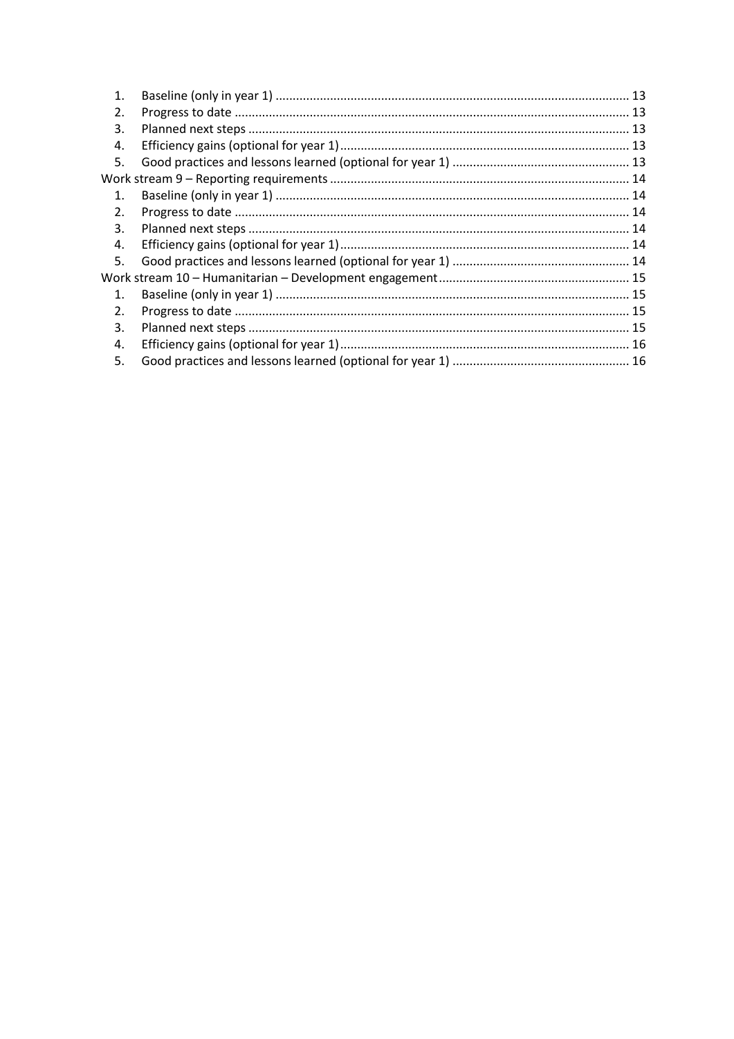1. Baseline (only in year 1) ....................................................................................................... 13
2. Progress to date ................................................................................................................... 13
3. Planned next steps ............................................................................................................... 13
4. Efficiency gains (optional for year 1) .................................................................................... 13
5. Good practices and lessons learned (optional for year 1) .................................................... 13

Work stream 9 – Reporting requirements ........................................................................................ 14

1. Baseline (only in year 1) ....................................................................................................... 14
2. Progress to date ................................................................................................................... 14
3. Planned next steps ............................................................................................................... 14
4. Efficiency gains (optional for year 1) .................................................................................... 14
5. Good practices and lessons learned (optional for year 1) .................................................... 14

Work stream 10 – Humanitarian – Development engagement ........................................................ 15

1. Baseline (only in year 1) ....................................................................................................... 15
2. Progress to date ................................................................................................................... 15
3. Planned next steps ............................................................................................................... 15
4. Efficiency gains (optional for year 1) .................................................................................... 16
5. Good practices and lessons learned (optional for year 1) .................................................... 16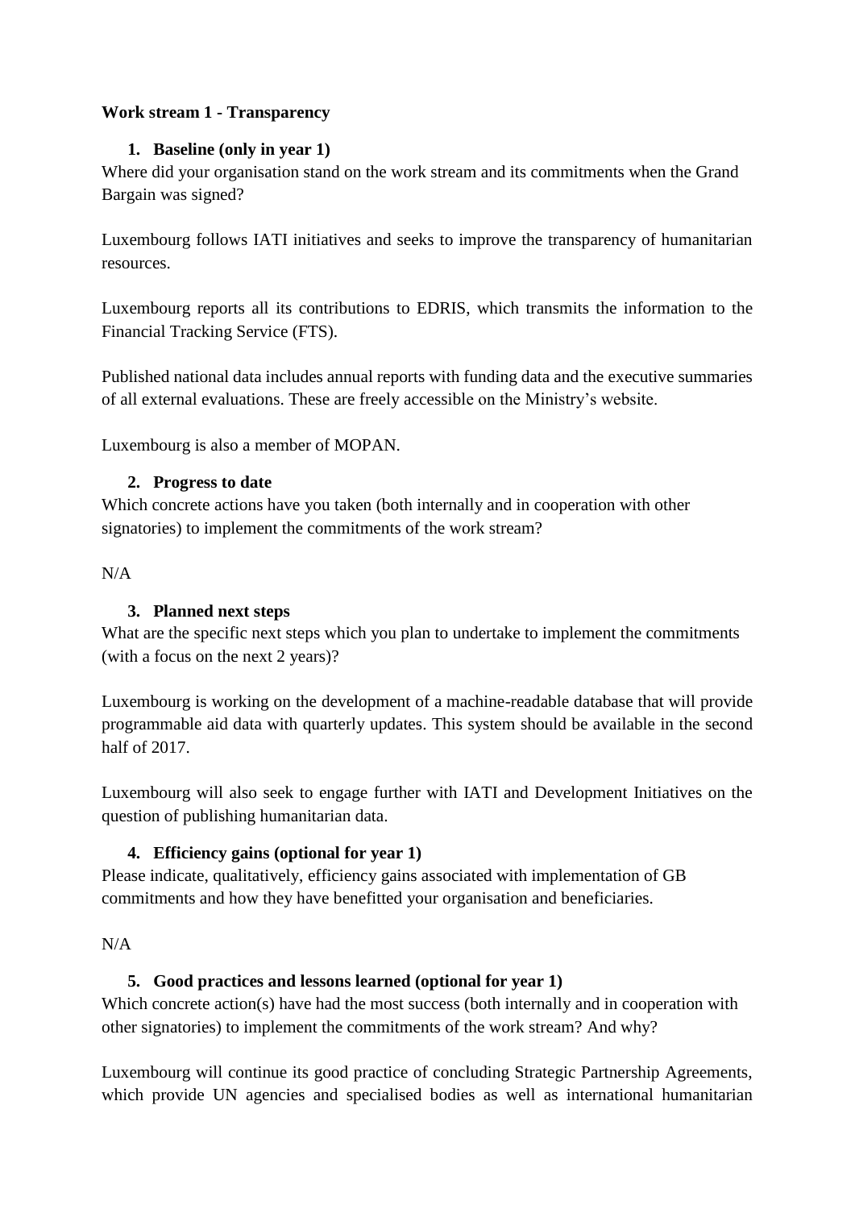**Work stream 1 - Transparency**

1. **Baseline (only in year 1)**

Where did your organisation stand on the work stream and its commitments when the Grand Bargain was signed?

Luxembourg follows IATI initiatives and seeks to improve the transparency of humanitarian resources.

Luxembourg reports all its contributions to EDRIS, which transmits the information to the Financial Tracking Service (FTS).

Published national data includes annual reports with funding data and the executive summaries of all external evaluations. These are freely accessible on the Ministry's website.

Luxembourg is also a member of MOPAN.

2. **Progress to date**

Which concrete actions have you taken (both internally and in cooperation with other signatories) to implement the commitments of the work stream?

N/A

3. **Planned next steps**

What are the specific next steps which you plan to undertake to implement the commitments (with a focus on the next 2 years)?

Luxembourg is working on the development of a machine-readable database that will provide programmable aid data with quarterly updates. This system should be available in the second half of 2017.

Luxembourg will also seek to engage further with IATI and Development Initiatives on the question of publishing humanitarian data.

4. **Efficiency gains (optional for year 1)**

Please indicate, qualitatively, efficiency gains associated with implementation of GB commitments and how they have benefitted your organisation and beneficiaries.

N/A

5. **Good practices and lessons learned (optional for year 1)**

Which concrete action(s) have had the most success (both internally and in cooperation with other signatories) to implement the commitments of the work stream? And why?

Luxembourg will continue its good practice of concluding Strategic Partnership Agreements, which provide UN agencies and specialised bodies as well as international humanitarian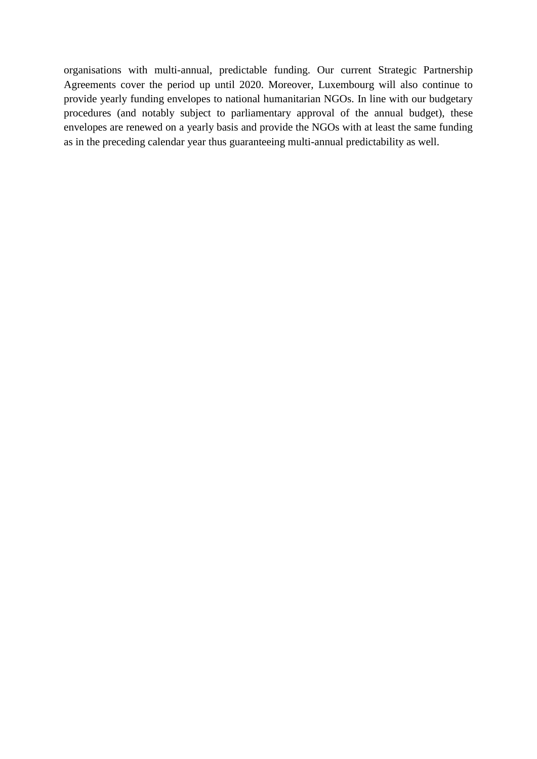organisations with multi-annual, predictable funding. Our current Strategic Partnership Agreements cover the period up until 2020. Moreover, Luxembourg will also continue to provide yearly funding envelopes to national humanitarian NGOs. In line with our budgetary procedures (and notably subject to parliamentary approval of the annual budget), these envelopes are renewed on a yearly basis and provide the NGOs with at least the same funding as in the preceding calendar year thus guaranteeing multi-annual predictability as well.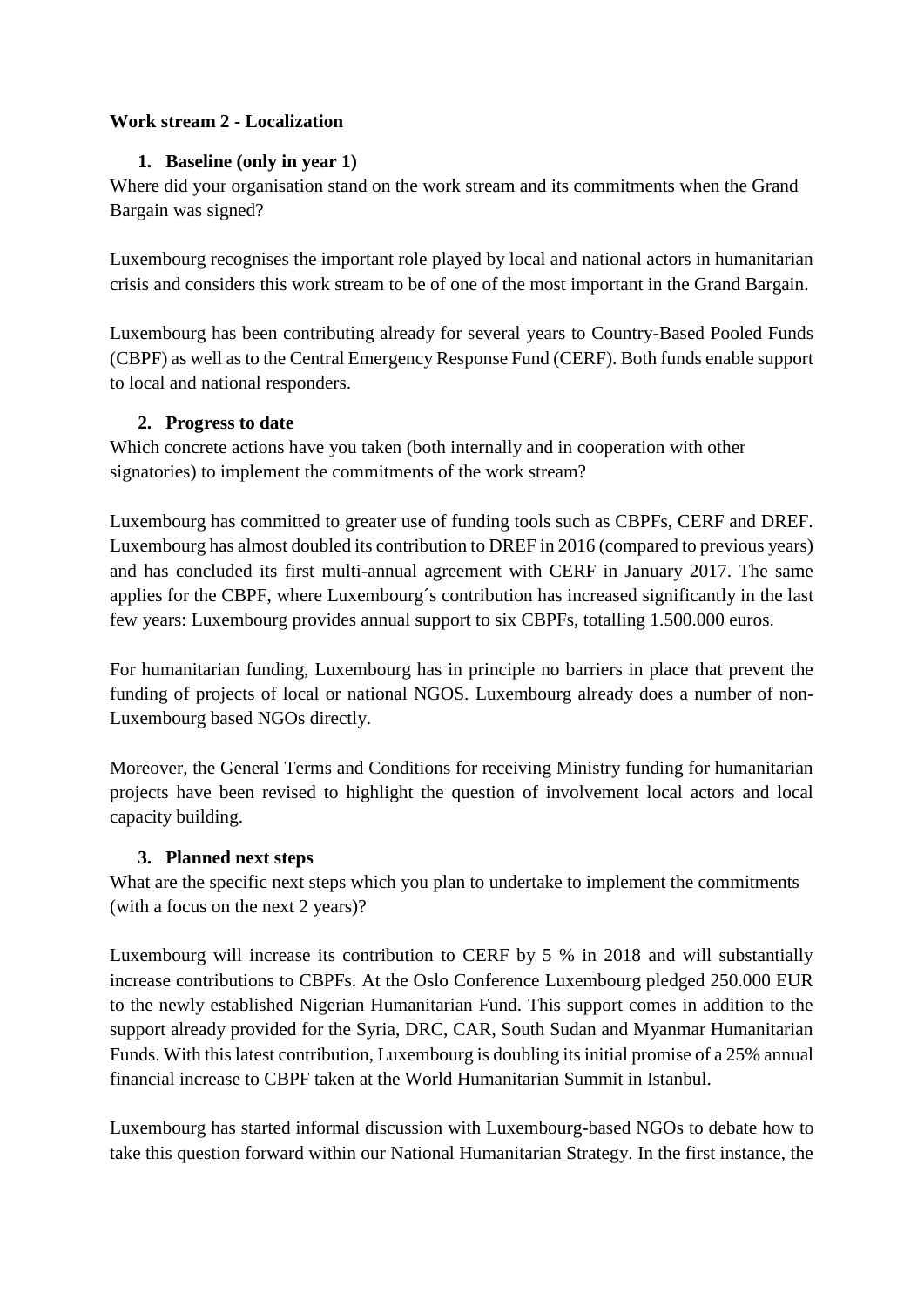**Work stream 2 - Localization**

1. **Baseline (only in year 1)**

Where did your organisation stand on the work stream and its commitments when the Grand Bargain was signed?

Luxembourg recognises the important role played by local and national actors in humanitarian crisis and considers this work stream to be of one of the most important in the Grand Bargain.

Luxembourg has been contributing already for several years to Country-Based Pooled Funds (CBPF) as well as to the Central Emergency Response Fund (CERF). Both funds enable support to local and national responders.

2. **Progress to date**

Which concrete actions have you taken (both internally and in cooperation with other signatories) to implement the commitments of the work stream?

Luxembourg has committed to greater use of funding tools such as CBPFs, CERF and DREF. Luxembourg has almost doubled its contribution to DREF in 2016 (compared to previous years) and has concluded its first multi-annual agreement with CERF in January 2017. The same applies for the CBPF, where Luxembourg´s contribution has increased significantly in the last few years: Luxembourg provides annual support to six CBPFs, totalling 1.500.000 euros.

For humanitarian funding, Luxembourg has in principle no barriers in place that prevent the funding of projects of local or national NGOS. Luxembourg already does a number of non-Luxembourg based NGOs directly.

Moreover, the General Terms and Conditions for receiving Ministry funding for humanitarian projects have been revised to highlight the question of involvement local actors and local capacity building.

3. **Planned next steps**

What are the specific next steps which you plan to undertake to implement the commitments (with a focus on the next 2 years)?

Luxembourg will increase its contribution to CERF by 5 % in 2018 and will substantially increase contributions to CBPFs. At the Oslo Conference Luxembourg pledged 250.000 EUR to the newly established Nigerian Humanitarian Fund. This support comes in addition to the support already provided for the Syria, DRC, CAR, South Sudan and Myanmar Humanitarian Funds. With this latest contribution, Luxembourg is doubling its initial promise of a 25% annual financial increase to CBPF taken at the World Humanitarian Summit in Istanbul.

Luxembourg has started informal discussion with Luxembourg-based NGOs to debate how to take this question forward within our National Humanitarian Strategy. In the first instance, the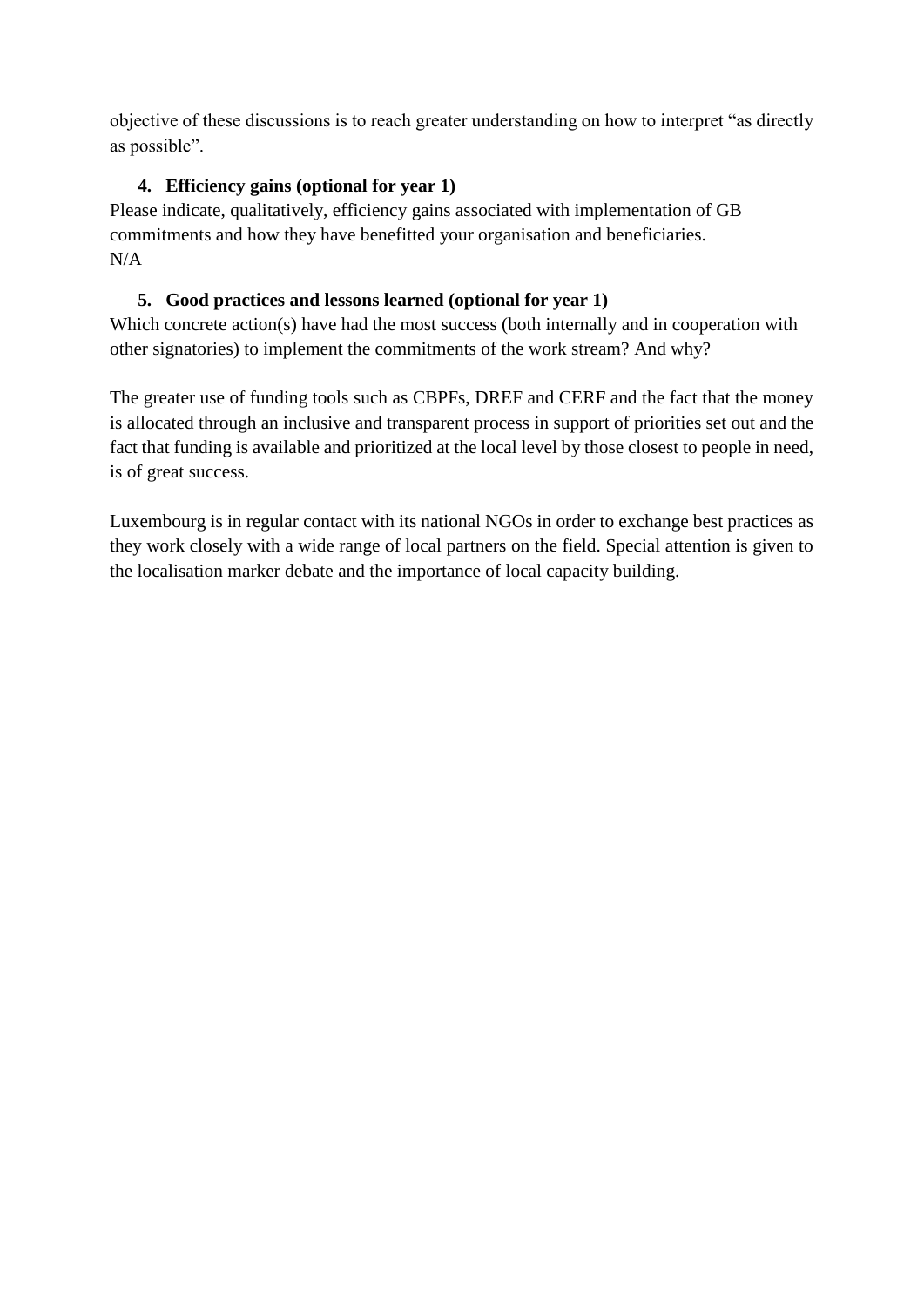objective of these discussions is to reach greater understanding on how to interpret "as directly as possible".

**4. Efficiency gains (optional for year 1)**

Please indicate, qualitatively, efficiency gains associated with implementation of GB commitments and how they have benefitted your organisation and beneficiaries.
N/A

**5. Good practices and lessons learned (optional for year 1)**

Which concrete action(s) have had the most success (both internally and in cooperation with other signatories) to implement the commitments of the work stream? And why?

The greater use of funding tools such as CBPFs, DREF and CERF and the fact that the money is allocated through an inclusive and transparent process in support of priorities set out and the fact that funding is available and prioritized at the local level by those closest to people in need, is of great success.

Luxembourg is in regular contact with its national NGOs in order to exchange best practices as they work closely with a wide range of local partners on the field. Special attention is given to the localisation marker debate and the importance of local capacity building.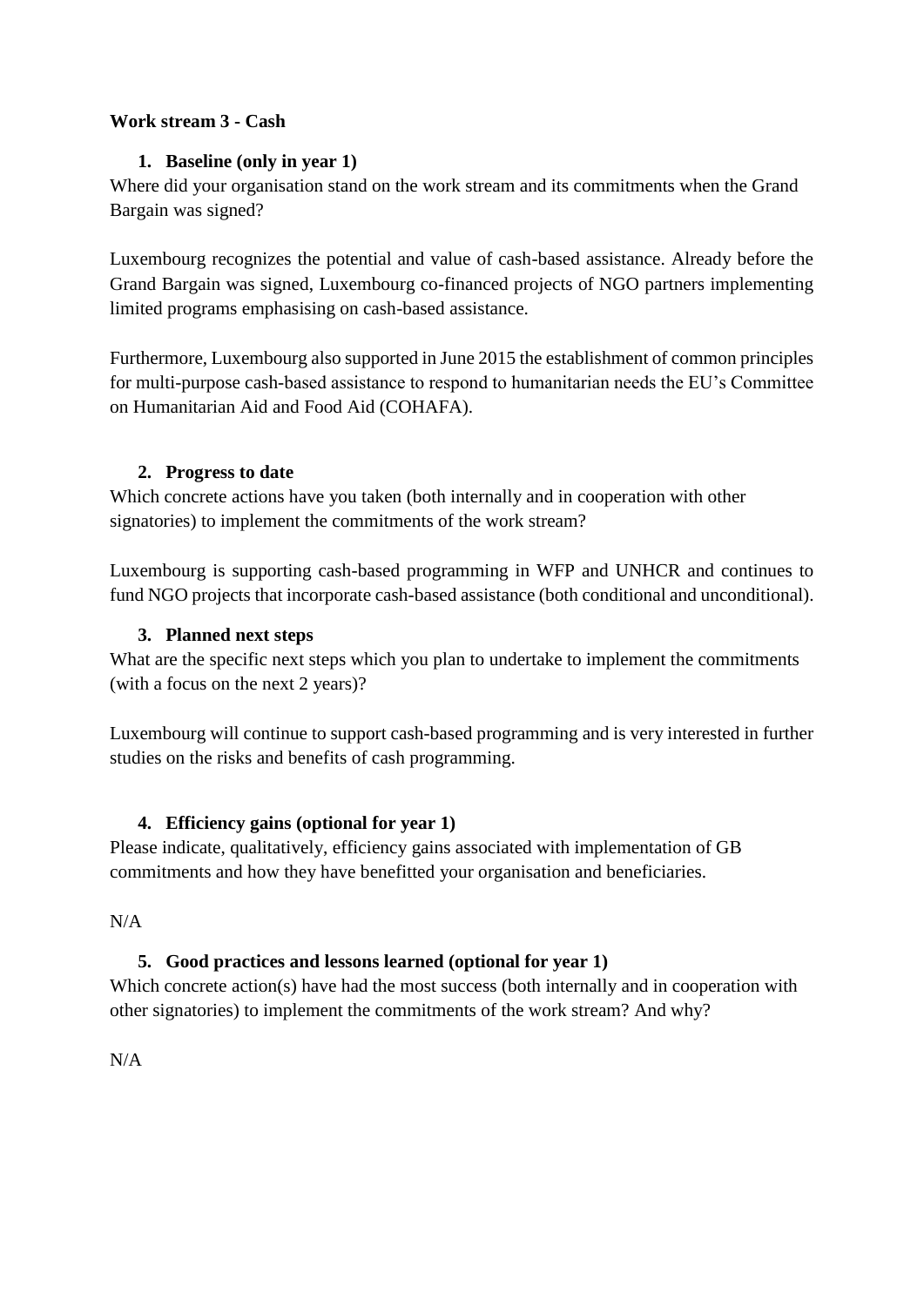**Work stream 3 - Cash**

1. **Baseline (only in year 1)**

Where did your organisation stand on the work stream and its commitments when the Grand Bargain was signed?

Luxembourg recognizes the potential and value of cash-based assistance. Already before the Grand Bargain was signed, Luxembourg co-financed projects of NGO partners implementing limited programs emphasising on cash-based assistance.

Furthermore, Luxembourg also supported in June 2015 the establishment of common principles for multi-purpose cash-based assistance to respond to humanitarian needs the EU's Committee on Humanitarian Aid and Food Aid (COHAFA).

2. **Progress to date**

Which concrete actions have you taken (both internally and in cooperation with other signatories) to implement the commitments of the work stream?

Luxembourg is supporting cash-based programming in WFP and UNHCR and continues to fund NGO projects that incorporate cash-based assistance (both conditional and unconditional).

3. **Planned next steps**

What are the specific next steps which you plan to undertake to implement the commitments (with a focus on the next 2 years)?

Luxembourg will continue to support cash-based programming and is very interested in further studies on the risks and benefits of cash programming.

4. **Efficiency gains (optional for year 1)**

Please indicate, qualitatively, efficiency gains associated with implementation of GB commitments and how they have benefitted your organisation and beneficiaries.

N/A

5. **Good practices and lessons learned (optional for year 1)**

Which concrete action(s) have had the most success (both internally and in cooperation with other signatories) to implement the commitments of the work stream? And why?

N/A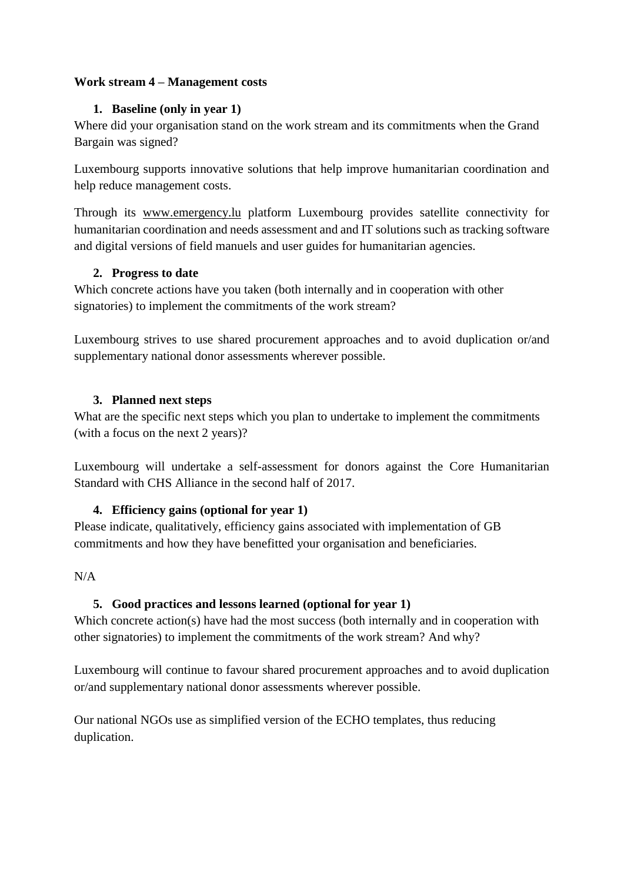**Work stream 4 – Management costs**

1. **Baseline (only in year 1)**

Where did your organisation stand on the work stream and its commitments when the Grand Bargain was signed?

Luxembourg supports innovative solutions that help improve humanitarian coordination and help reduce management costs.

Through its www.emergency.lu platform Luxembourg provides satellite connectivity for humanitarian coordination and needs assessment and and IT solutions such as tracking software and digital versions of field manuels and user guides for humanitarian agencies.

2. **Progress to date**

Which concrete actions have you taken (both internally and in cooperation with other signatories) to implement the commitments of the work stream?

Luxembourg strives to use shared procurement approaches and to avoid duplication or/and supplementary national donor assessments wherever possible.

3. **Planned next steps**

What are the specific next steps which you plan to undertake to implement the commitments (with a focus on the next 2 years)?

Luxembourg will undertake a self-assessment for donors against the Core Humanitarian Standard with CHS Alliance in the second half of 2017.

4. **Efficiency gains (optional for year 1)**

Please indicate, qualitatively, efficiency gains associated with implementation of GB commitments and how they have benefitted your organisation and beneficiaries.

N/A

5. **Good practices and lessons learned (optional for year 1)**

Which concrete action(s) have had the most success (both internally and in cooperation with other signatories) to implement the commitments of the work stream? And why?

Luxembourg will continue to favour shared procurement approaches and to avoid duplication or/and supplementary national donor assessments wherever possible.

Our national NGOs use as simplified version of the ECHO templates, thus reducing duplication.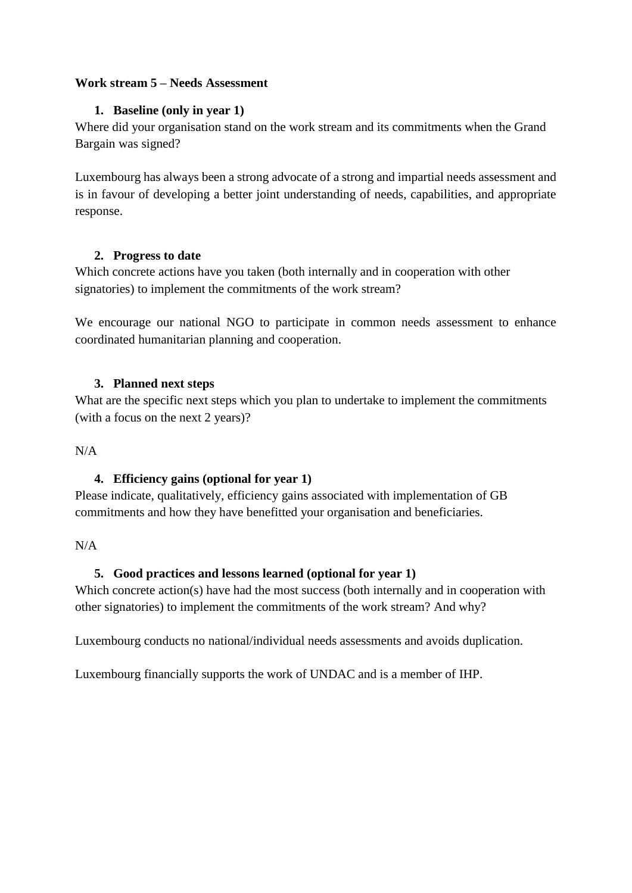**Work stream 5 – Needs Assessment**

1. **Baseline (only in year 1)**

Where did your organisation stand on the work stream and its commitments when the Grand Bargain was signed?

Luxembourg has always been a strong advocate of a strong and impartial needs assessment and is in favour of developing a better joint understanding of needs, capabilities, and appropriate response.

2. **Progress to date**

Which concrete actions have you taken (both internally and in cooperation with other signatories) to implement the commitments of the work stream?

We encourage our national NGO to participate in common needs assessment to enhance coordinated humanitarian planning and cooperation.

3. **Planned next steps**

What are the specific next steps which you plan to undertake to implement the commitments (with a focus on the next 2 years)?

N/A

4. **Efficiency gains (optional for year 1)**

Please indicate, qualitatively, efficiency gains associated with implementation of GB commitments and how they have benefitted your organisation and beneficiaries.

N/A

5. **Good practices and lessons learned (optional for year 1)**

Which concrete action(s) have had the most success (both internally and in cooperation with other signatories) to implement the commitments of the work stream? And why?

Luxembourg conducts no national/individual needs assessments and avoids duplication.

Luxembourg financially supports the work of UNDAC and is a member of IHP.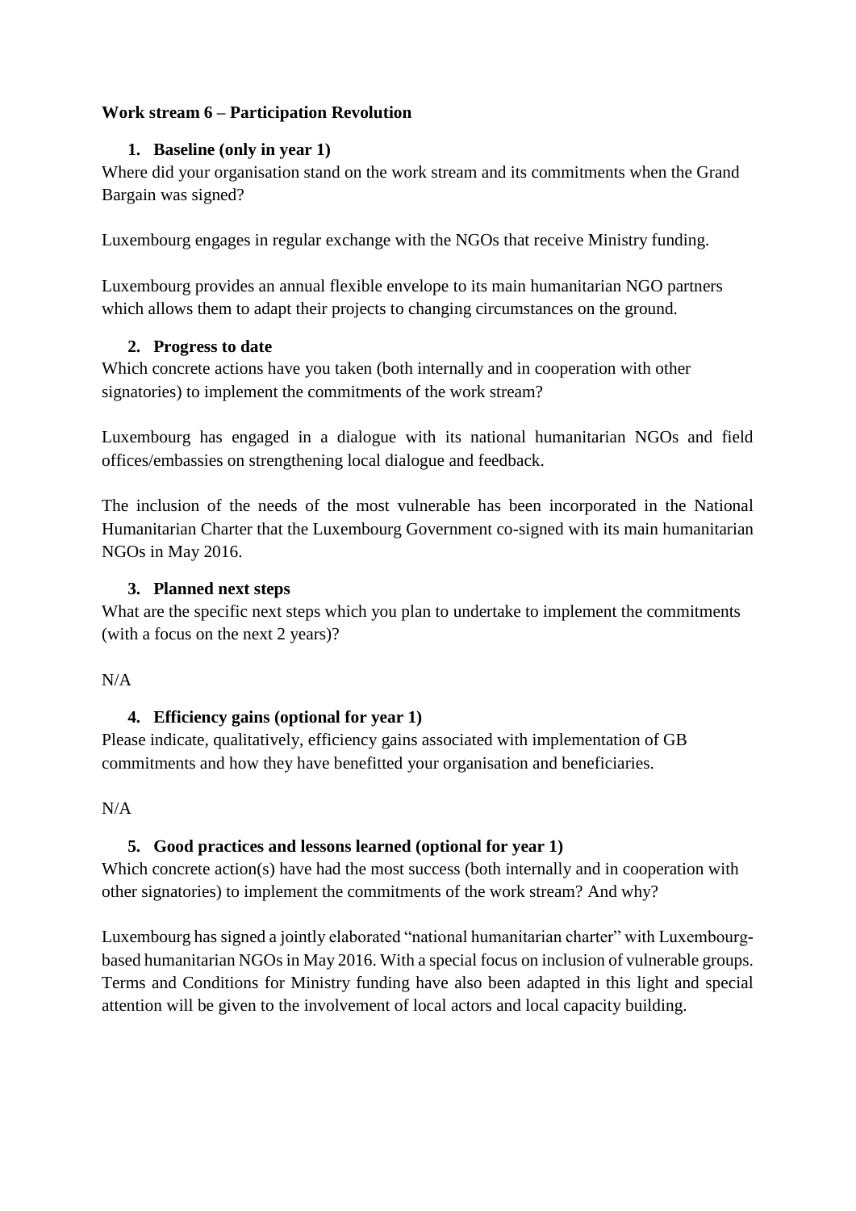**Work stream 6 – Participation Revolution**

1. **Baseline (only in year 1)**

Where did your organisation stand on the work stream and its commitments when the Grand Bargain was signed?

Luxembourg engages in regular exchange with the NGOs that receive Ministry funding.

Luxembourg provides an annual flexible envelope to its main humanitarian NGO partners which allows them to adapt their projects to changing circumstances on the ground.

2. **Progress to date**

Which concrete actions have you taken (both internally and in cooperation with other signatories) to implement the commitments of the work stream?

Luxembourg has engaged in a dialogue with its national humanitarian NGOs and field offices/embassies on strengthening local dialogue and feedback.

The inclusion of the needs of the most vulnerable has been incorporated in the National Humanitarian Charter that the Luxembourg Government co-signed with its main humanitarian NGOs in May 2016.

3. **Planned next steps**

What are the specific next steps which you plan to undertake to implement the commitments (with a focus on the next 2 years)?

N/A

4. **Efficiency gains (optional for year 1)**

Please indicate, qualitatively, efficiency gains associated with implementation of GB commitments and how they have benefitted your organisation and beneficiaries.

N/A

5. **Good practices and lessons learned (optional for year 1)**

Which concrete action(s) have had the most success (both internally and in cooperation with other signatories) to implement the commitments of the work stream? And why?

Luxembourg has signed a jointly elaborated "national humanitarian charter" with Luxembourg-based humanitarian NGOs in May 2016. With a special focus on inclusion of vulnerable groups. Terms and Conditions for Ministry funding have also been adapted in this light and special attention will be given to the involvement of local actors and local capacity building.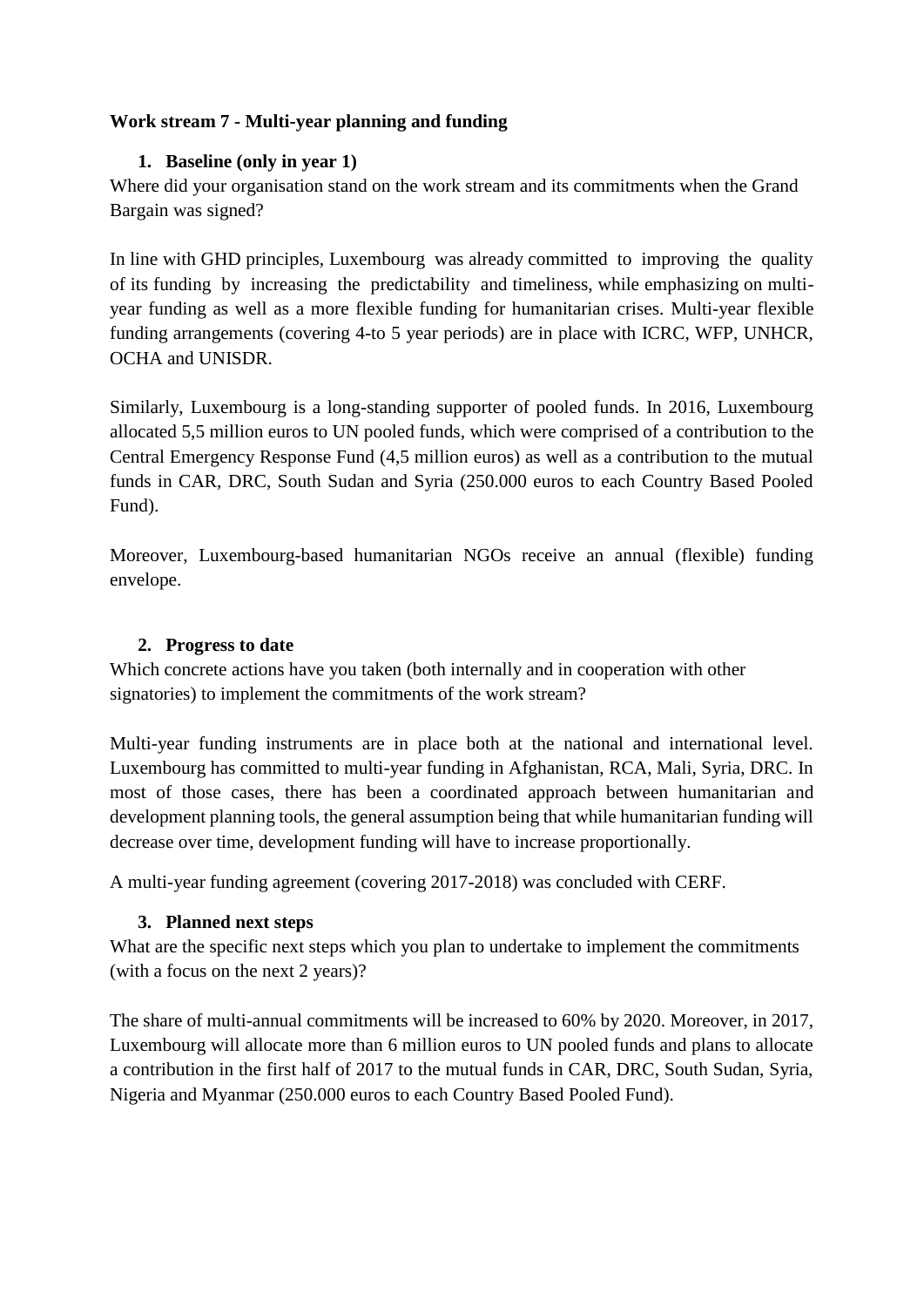**Work stream 7 - Multi-year planning and funding**

1. **Baseline (only in year 1)**

Where did your organisation stand on the work stream and its commitments when the Grand Bargain was signed?

In line with GHD principles, Luxembourg was already committed to improving the quality of its funding by increasing the predictability and timeliness, while emphasizing on multi-year funding as well as a more flexible funding for humanitarian crises. Multi-year flexible funding arrangements (covering 4-to 5 year periods) are in place with ICRC, WFP, UNHCR, OCHA and UNISDR.

Similarly, Luxembourg is a long-standing supporter of pooled funds. In 2016, Luxembourg allocated 5,5 million euros to UN pooled funds, which were comprised of a contribution to the Central Emergency Response Fund (4,5 million euros) as well as a contribution to the mutual funds in CAR, DRC, South Sudan and Syria (250.000 euros to each Country Based Pooled Fund).

Moreover, Luxembourg-based humanitarian NGOs receive an annual (flexible) funding envelope.

2. **Progress to date**

Which concrete actions have you taken (both internally and in cooperation with other signatories) to implement the commitments of the work stream?

Multi-year funding instruments are in place both at the national and international level. Luxembourg has committed to multi-year funding in Afghanistan, RCA, Mali, Syria, DRC. In most of those cases, there has been a coordinated approach between humanitarian and development planning tools, the general assumption being that while humanitarian funding will decrease over time, development funding will have to increase proportionally.

A multi-year funding agreement (covering 2017-2018) was concluded with CERF.

3. **Planned next steps**

What are the specific next steps which you plan to undertake to implement the commitments (with a focus on the next 2 years)?

The share of multi-annual commitments will be increased to 60% by 2020. Moreover, in 2017, Luxembourg will allocate more than 6 million euros to UN pooled funds and plans to allocate a contribution in the first half of 2017 to the mutual funds in CAR, DRC, South Sudan, Syria, Nigeria and Myanmar (250.000 euros to each Country Based Pooled Fund).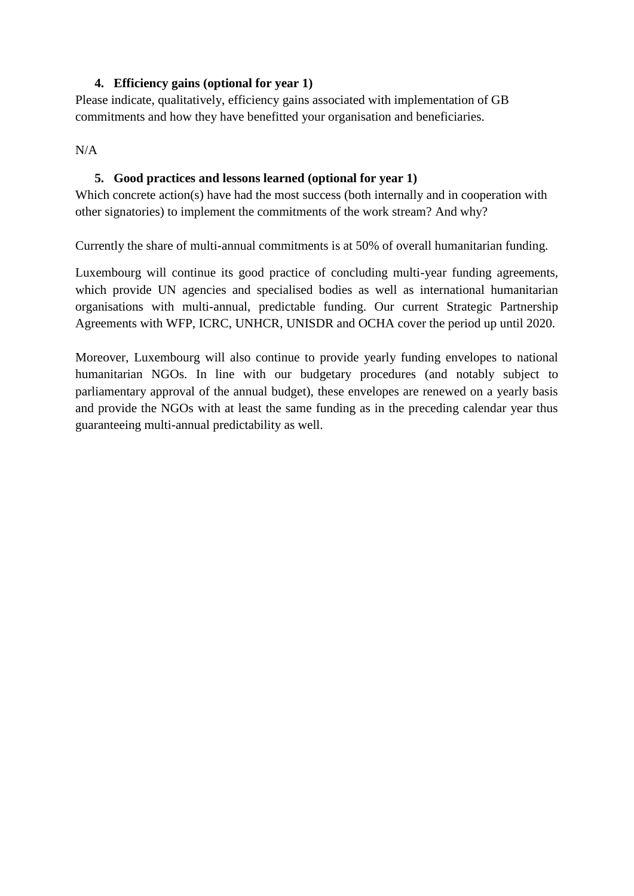4. **Efficiency gains (optional for year 1)**

Please indicate, qualitatively, efficiency gains associated with implementation of GB commitments and how they have benefitted your organisation and beneficiaries.

N/A

5. **Good practices and lessons learned (optional for year 1)**

Which concrete action(s) have had the most success (both internally and in cooperation with other signatories) to implement the commitments of the work stream? And why?

Currently the share of multi-annual commitments is at 50% of overall humanitarian funding.

Luxembourg will continue its good practice of concluding multi-year funding agreements, which provide UN agencies and specialised bodies as well as international humanitarian organisations with multi-annual, predictable funding. Our current Strategic Partnership Agreements with WFP, ICRC, UNHCR, UNISDR and OCHA cover the period up until 2020.

Moreover, Luxembourg will also continue to provide yearly funding envelopes to national humanitarian NGOs. In line with our budgetary procedures (and notably subject to parliamentary approval of the annual budget), these envelopes are renewed on a yearly basis and provide the NGOs with at least the same funding as in the preceding calendar year thus guaranteeing multi-annual predictability as well.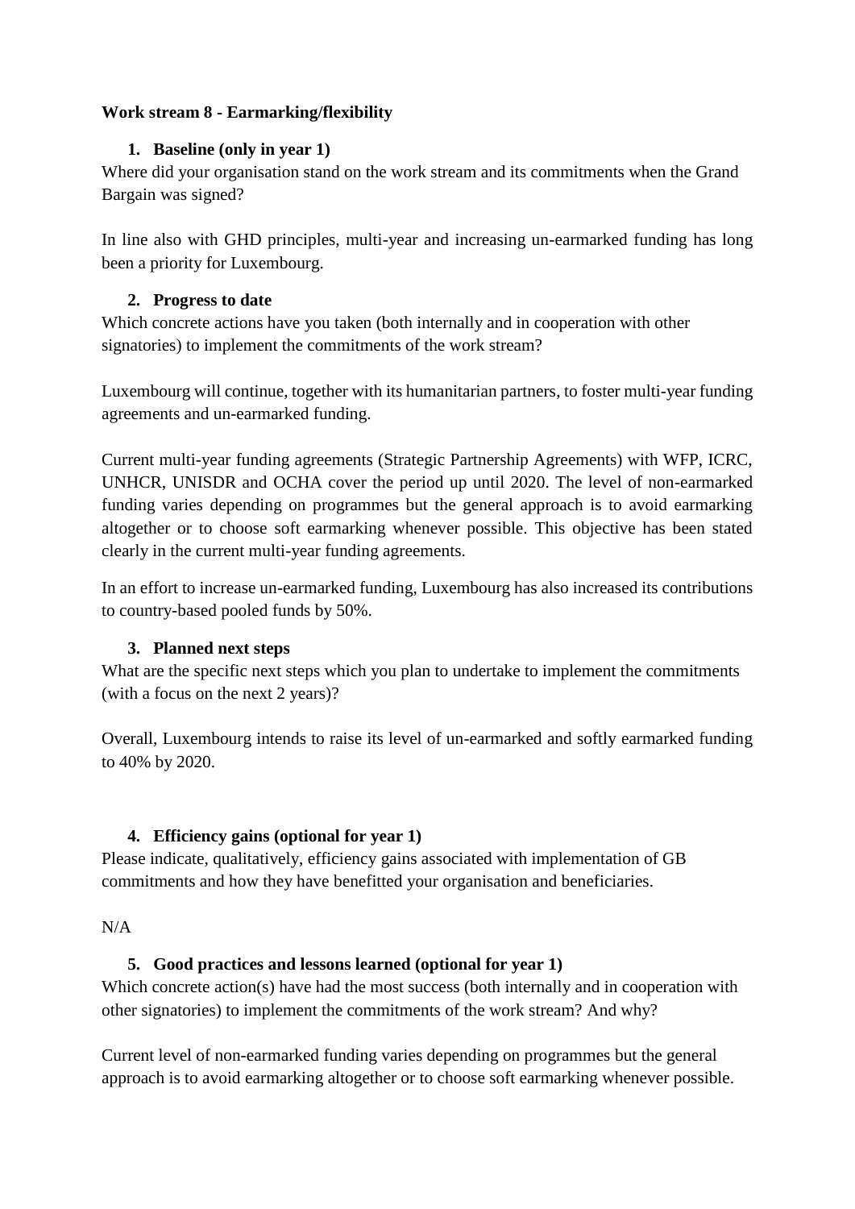**Work stream 8 - Earmarking/flexibility**

1. **Baseline (only in year 1)**

Where did your organisation stand on the work stream and its commitments when the Grand Bargain was signed?

In line also with GHD principles, multi-year and increasing un-earmarked funding has long been a priority for Luxembourg.

2. **Progress to date**

Which concrete actions have you taken (both internally and in cooperation with other signatories) to implement the commitments of the work stream?

Luxembourg will continue, together with its humanitarian partners, to foster multi-year funding agreements and un-earmarked funding.

Current multi-year funding agreements (Strategic Partnership Agreements) with WFP, ICRC, UNHCR, UNISDR and OCHA cover the period up until 2020. The level of non-earmarked funding varies depending on programmes but the general approach is to avoid earmarking altogether or to choose soft earmarking whenever possible. This objective has been stated clearly in the current multi-year funding agreements.

In an effort to increase un-earmarked funding, Luxembourg has also increased its contributions to country-based pooled funds by 50%.

3. **Planned next steps**

What are the specific next steps which you plan to undertake to implement the commitments (with a focus on the next 2 years)?

Overall, Luxembourg intends to raise its level of un-earmarked and softly earmarked funding to 40% by 2020.

4. **Efficiency gains (optional for year 1)**

Please indicate, qualitatively, efficiency gains associated with implementation of GB commitments and how they have benefitted your organisation and beneficiaries.

N/A

5. **Good practices and lessons learned (optional for year 1)**

Which concrete action(s) have had the most success (both internally and in cooperation with other signatories) to implement the commitments of the work stream? And why?

Current level of non-earmarked funding varies depending on programmes but the general approach is to avoid earmarking altogether or to choose soft earmarking whenever possible.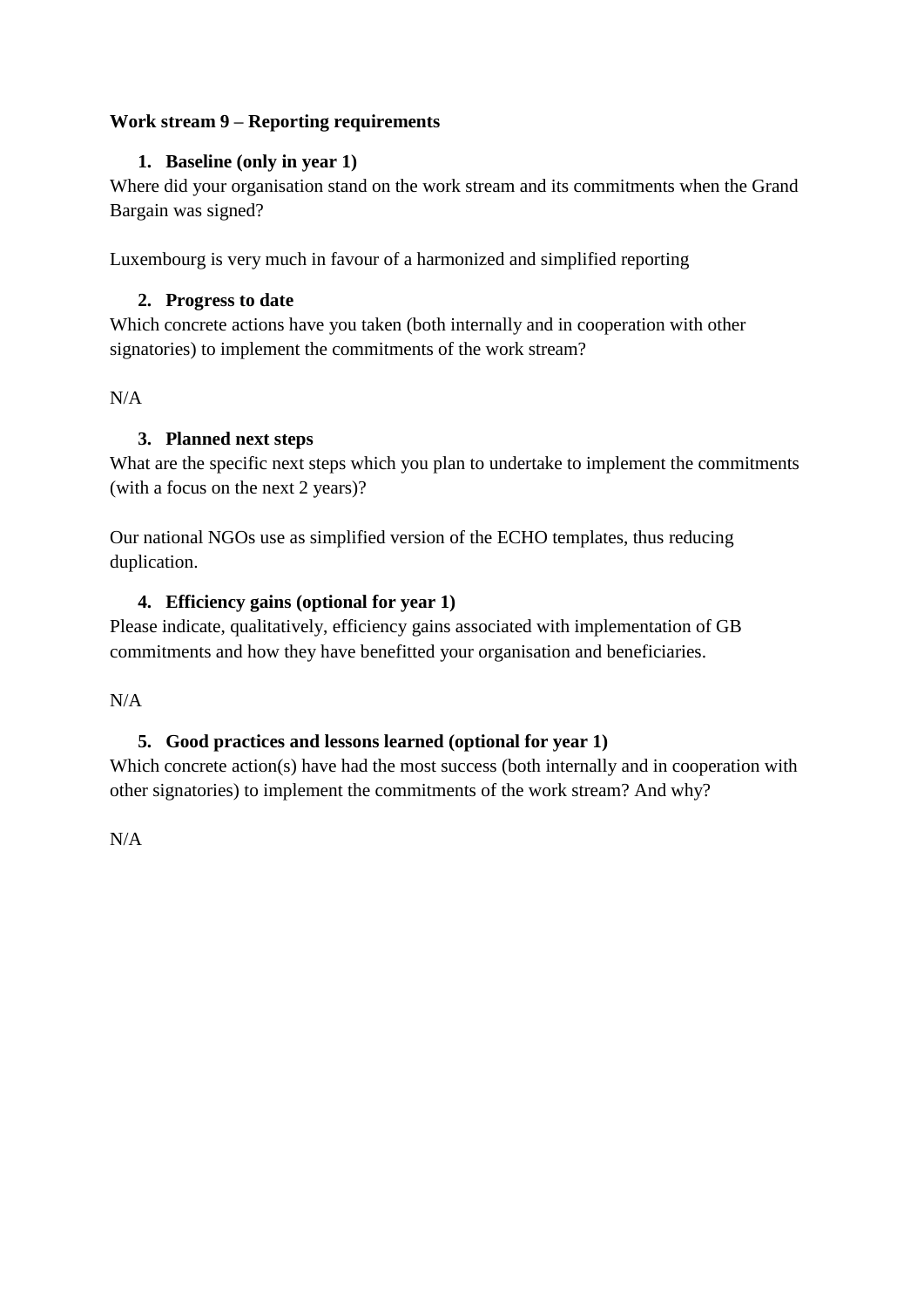**Work stream 9 – Reporting requirements**

1. **Baseline (only in year 1)**

Where did your organisation stand on the work stream and its commitments when the Grand Bargain was signed?

Luxembourg is very much in favour of a harmonized and simplified reporting

2. **Progress to date**

Which concrete actions have you taken (both internally and in cooperation with other signatories) to implement the commitments of the work stream?

N/A

3. **Planned next steps**

What are the specific next steps which you plan to undertake to implement the commitments (with a focus on the next 2 years)?

Our national NGOs use as simplified version of the ECHO templates, thus reducing duplication.

4. **Efficiency gains (optional for year 1)**

Please indicate, qualitatively, efficiency gains associated with implementation of GB commitments and how they have benefitted your organisation and beneficiaries.

N/A

5. **Good practices and lessons learned (optional for year 1)**

Which concrete action(s) have had the most success (both internally and in cooperation with other signatories) to implement the commitments of the work stream? And why?

N/A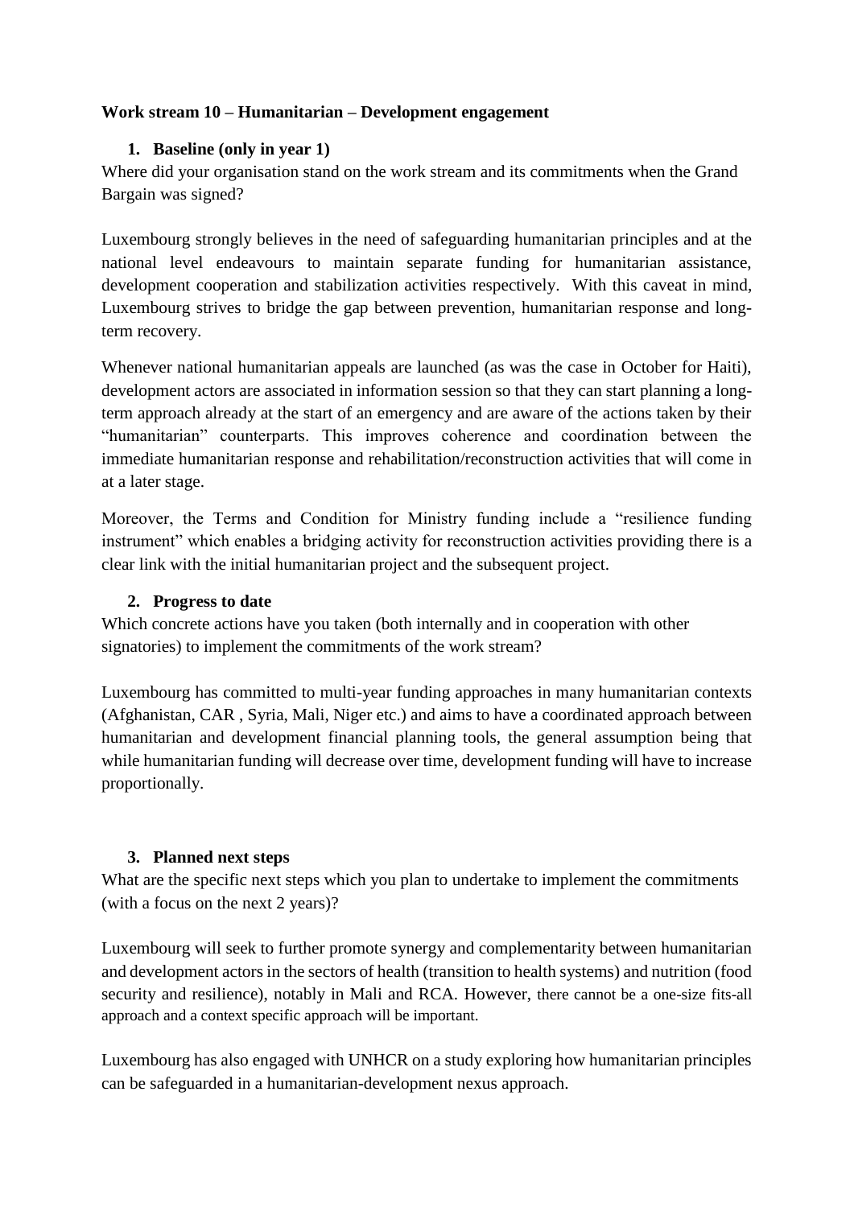**Work stream 10 – Humanitarian – Development engagement**

1. **Baseline (only in year 1)**

Where did your organisation stand on the work stream and its commitments when the Grand Bargain was signed?

Luxembourg strongly believes in the need of safeguarding humanitarian principles and at the national level endeavours to maintain separate funding for humanitarian assistance, development cooperation and stabilization activities respectively. With this caveat in mind, Luxembourg strives to bridge the gap between prevention, humanitarian response and long-term recovery.

Whenever national humanitarian appeals are launched (as was the case in October for Haiti), development actors are associated in information session so that they can start planning a long-term approach already at the start of an emergency and are aware of the actions taken by their "humanitarian" counterparts. This improves coherence and coordination between the immediate humanitarian response and rehabilitation/reconstruction activities that will come in at a later stage.

Moreover, the Terms and Condition for Ministry funding include a "resilience funding instrument" which enables a bridging activity for reconstruction activities providing there is a clear link with the initial humanitarian project and the subsequent project.

2. **Progress to date**

Which concrete actions have you taken (both internally and in cooperation with other signatories) to implement the commitments of the work stream?

Luxembourg has committed to multi-year funding approaches in many humanitarian contexts (Afghanistan, CAR , Syria, Mali, Niger etc.) and aims to have a coordinated approach between humanitarian and development financial planning tools, the general assumption being that while humanitarian funding will decrease over time, development funding will have to increase proportionally.

3. **Planned next steps**

What are the specific next steps which you plan to undertake to implement the commitments (with a focus on the next 2 years)?

Luxembourg will seek to further promote synergy and complementarity between humanitarian and development actors in the sectors of health (transition to health systems) and nutrition (food security and resilience), notably in Mali and RCA. However, there cannot be a one-size fits-all approach and a context specific approach will be important.

Luxembourg has also engaged with UNHCR on a study exploring how humanitarian principles can be safeguarded in a humanitarian-development nexus approach.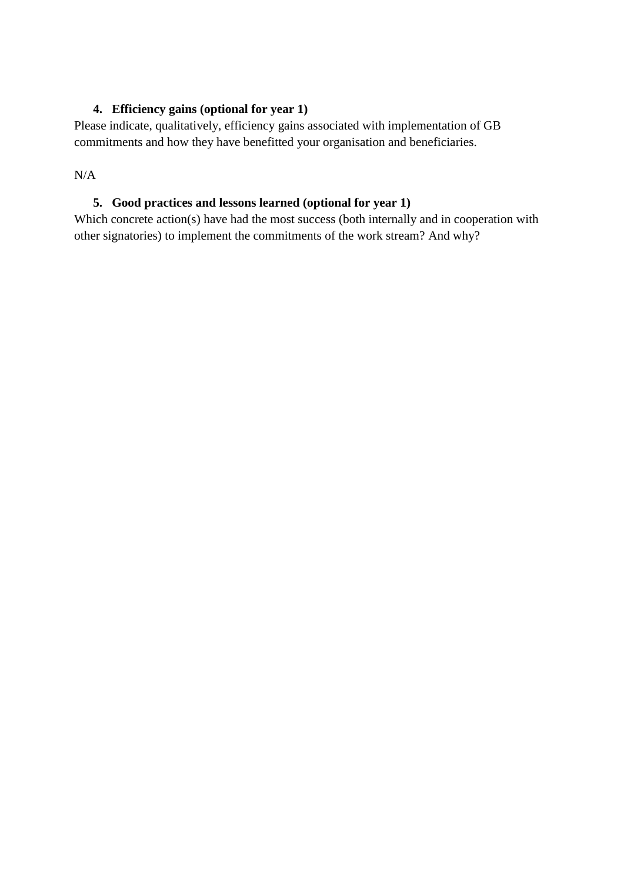4. **Efficiency gains (optional for year 1)**

Please indicate, qualitatively, efficiency gains associated with implementation of GB commitments and how they have benefitted your organisation and beneficiaries.

N/A

5. **Good practices and lessons learned (optional for year 1)**

Which concrete action(s) have had the most success (both internally and in cooperation with other signatories) to implement the commitments of the work stream? And why?